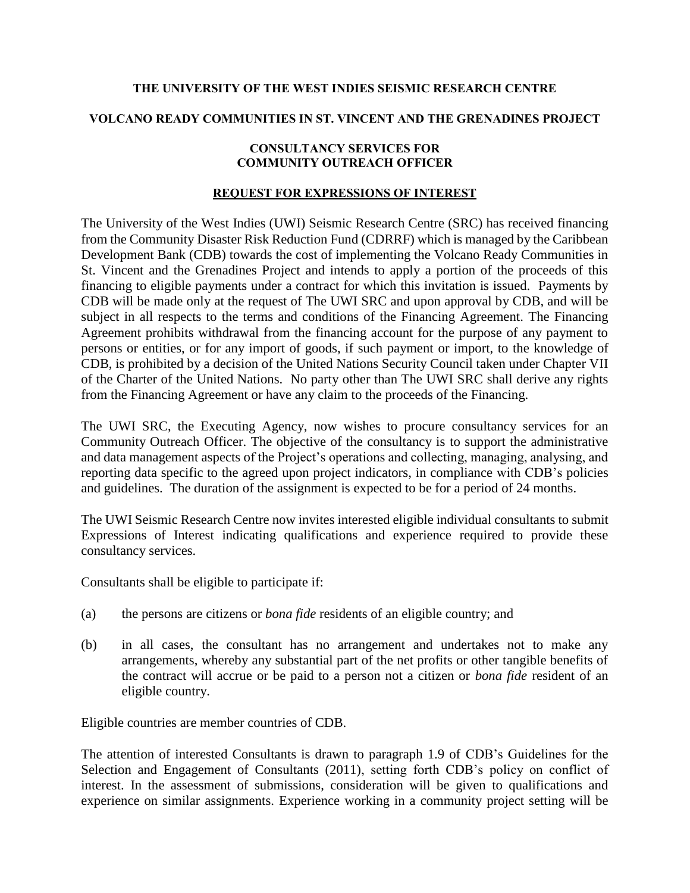**THE UNIVERSITY OF THE WEST INDIES SEISMIC RESEARCH CENTRE**

**VOLCANO READY COMMUNITIES IN ST. VINCENT AND THE GRENADINES PROJECT**

**CONSULTANCY SERVICES FOR COMMUNITY OUTREACH OFFICER**

**REQUEST FOR EXPRESSIONS OF INTEREST**

The University of the West Indies (UWI) Seismic Research Centre (SRC) has received financing from the Community Disaster Risk Reduction Fund (CDRRF) which is managed by the Caribbean Development Bank (CDB) towards the cost of implementing the Volcano Ready Communities in St. Vincent and the Grenadines Project and intends to apply a portion of the proceeds of this financing to eligible payments under a contract for which this invitation is issued. Payments by CDB will be made only at the request of The UWI SRC and upon approval by CDB, and will be subject in all respects to the terms and conditions of the Financing Agreement. The Financing Agreement prohibits withdrawal from the financing account for the purpose of any payment to persons or entities, or for any import of goods, if such payment or import, to the knowledge of CDB, is prohibited by a decision of the United Nations Security Council taken under Chapter VII of the Charter of the United Nations. No party other than The UWI SRC shall derive any rights from the Financing Agreement or have any claim to the proceeds of the Financing.

The UWI SRC, the Executing Agency, now wishes to procure consultancy services for an Community Outreach Officer. The objective of the consultancy is to support the administrative and data management aspects of the Project's operations and collecting, managing, analysing, and reporting data specific to the agreed upon project indicators, in compliance with CDB's policies and guidelines. The duration of the assignment is expected to be for a period of 24 months.

The UWI Seismic Research Centre now invites interested eligible individual consultants to submit Expressions of Interest indicating qualifications and experience required to provide these consultancy services.

Consultants shall be eligible to participate if:

(a) the persons are citizens or *bona fide* residents of an eligible country; and

(b) in all cases, the consultant has no arrangement and undertakes not to make any arrangements, whereby any substantial part of the net profits or other tangible benefits of the contract will accrue or be paid to a person not a citizen or *bona fide* resident of an eligible country.

Eligible countries are member countries of CDB.

The attention of interested Consultants is drawn to paragraph 1.9 of CDB's Guidelines for the Selection and Engagement of Consultants (2011), setting forth CDB's policy on conflict of interest. In the assessment of submissions, consideration will be given to qualifications and experience on similar assignments. Experience working in a community project setting will be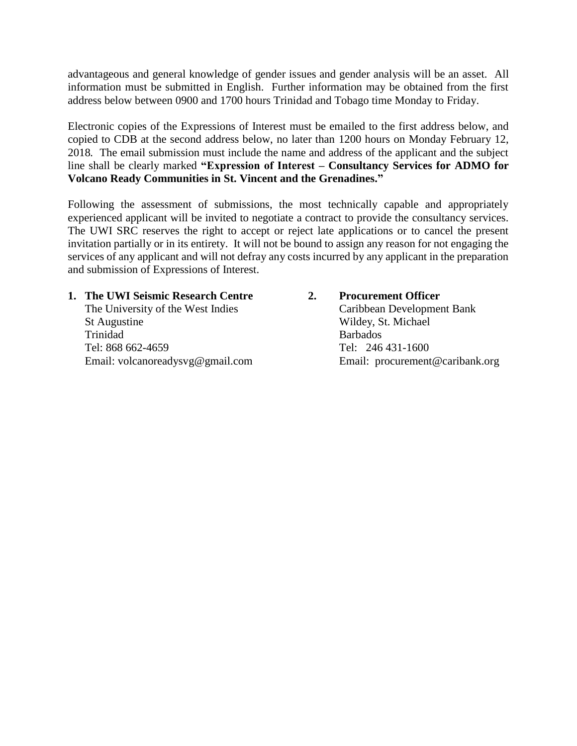advantageous and general knowledge of gender issues and gender analysis will be an asset. All information must be submitted in English. Further information may be obtained from the first address below between 0900 and 1700 hours Trinidad and Tobago time Monday to Friday.

Electronic copies of the Expressions of Interest must be emailed to the first address below, and copied to CDB at the second address below, no later than 1200 hours on Monday February 12, 2018. The email submission must include the name and address of the applicant and the subject line shall be clearly marked **"Expression of Interest – Consultancy Services for ADMO for Volcano Ready Communities in St. Vincent and the Grenadines."**

Following the assessment of submissions, the most technically capable and appropriately experienced applicant will be invited to negotiate a contract to provide the consultancy services. The UWI SRC reserves the right to accept or reject late applications or to cancel the present invitation partially or in its entirety. It will not be bound to assign any reason for not engaging the services of any applicant and will not defray any costs incurred by any applicant in the preparation and submission of Expressions of Interest.

1. **The UWI Seismic Research Centre**
   The University of the West Indies
   St Augustine
   Trinidad
   Tel: 868 662-4659
   Email: volcanoreadysvg@gmail.com

2. **Procurement Officer**
   Caribbean Development Bank
   Wildey, St. Michael
   Barbados
   Tel: 246 431-1600
   Email: procurement@caribank.org